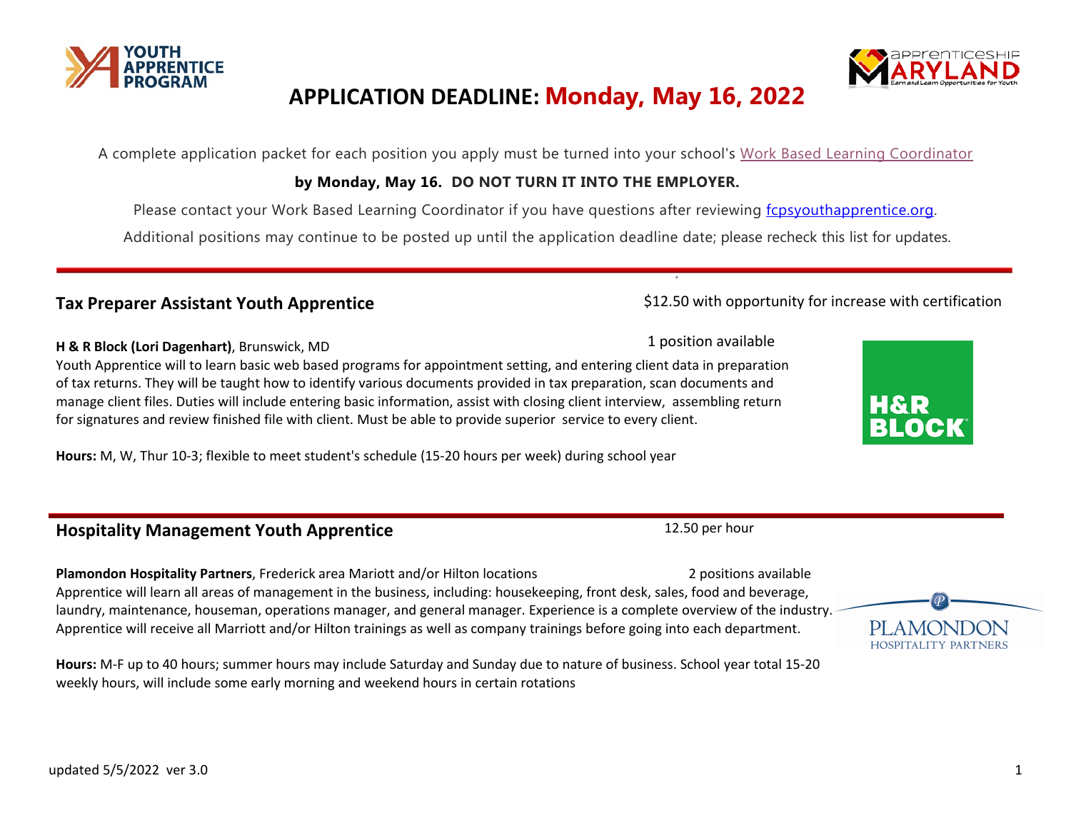# APPLICATION DEADLINE: Monday, May 16, 2022

A complete application packet for each position you apply must be turned into your school's Work Based Learning Coordinator

**by Monday, May 16. DO NOT TURN IT INTO THE EMPLOYER.**

Please contact your Work Based Learning Coordinator if you have questions after reviewing fcpsyouthapprentice.org.

Additional positions may continue to be posted up until the application deadline date; please recheck this list for updates.

---

## Tax Preparer Assistant Youth Apprentice

$12.50 with opportunity for increase with certification

**H & R Block (Lori Dagenhart)**, Brunswick, MD

1 position available

Youth Apprentice will to learn basic web based programs for appointment setting, and entering client data in preparation of tax returns. They will be taught how to identify various documents provided in tax preparation, scan documents and manage client files. Duties will include entering basic information, assist with closing client interview, assembling return for signatures and review finished file with client. Must be able to provide superior service to every client.

**Hours:** M, W, Thur 10-3; flexible to meet student's schedule (15-20 hours per week) during school year

---

## Hospitality Management Youth Apprentice

12.50 per hour

**Plamondon Hospitality Partners**, Frederick area Mariott and/or Hilton locations

2 positions available

Apprentice will learn all areas of management in the business, including: housekeeping, front desk, sales, food and beverage, laundry, maintenance, houseman, operations manager, and general manager. Experience is a complete overview of the industry. Apprentice will receive all Marriott and/or Hilton trainings as well as company trainings before going into each department.

**Hours:** M-F up to 40 hours; summer hours may include Saturday and Sunday due to nature of business. School year total 15-20 weekly hours, will include some early morning and weekend hours in certain rotations

updated 5/5/2022 ver 3.0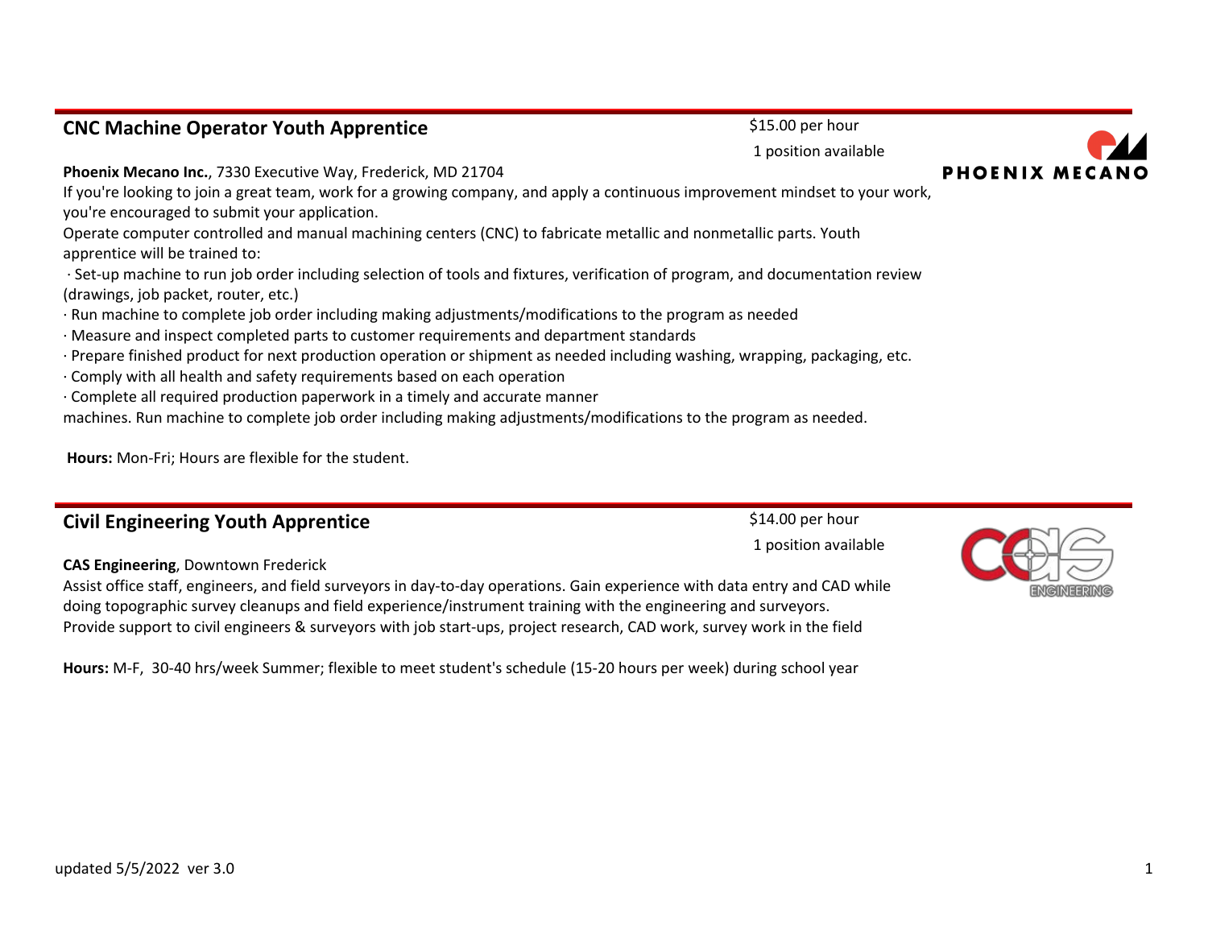## CNC Machine Operator Youth Apprentice

$15.00 per hour
1 position available

**Phoenix Mecano Inc.**, 7330 Executive Way, Frederick, MD 21704

If you're looking to join a great team, work for a growing company, and apply a continuous improvement mindset to your work, you're encouraged to submit your application.

Operate computer controlled and manual machining centers (CNC) to fabricate metallic and nonmetallic parts. Youth apprentice will be trained to:

- Set-up machine to run job order including selection of tools and fixtures, verification of program, and documentation review (drawings, job packet, router, etc.)
- Run machine to complete job order including making adjustments/modifications to the program as needed
- Measure and inspect completed parts to customer requirements and department standards
- Prepare finished product for next production operation or shipment as needed including washing, wrapping, packaging, etc.
- Comply with all health and safety requirements based on each operation
- Complete all required production paperwork in a timely and accurate manner

machines. Run machine to complete job order including making adjustments/modifications to the program as needed.

**Hours:** Mon-Fri; Hours are flexible for the student.

## Civil Engineering Youth Apprentice

$14.00 per hour
1 position available

**CAS Engineering**, Downtown Frederick

Assist office staff, engineers, and field surveyors in day-to-day operations. Gain experience with data entry and CAD while doing topographic survey cleanups and field experience/instrument training with the engineering and surveyors.

Provide support to civil engineers & surveyors with job start-ups, project research, CAD work, survey work in the field

**Hours:** M-F, 30-40 hrs/week Summer; flexible to meet student's schedule (15-20 hours per week) during school year

updated 5/5/2022 ver 3.0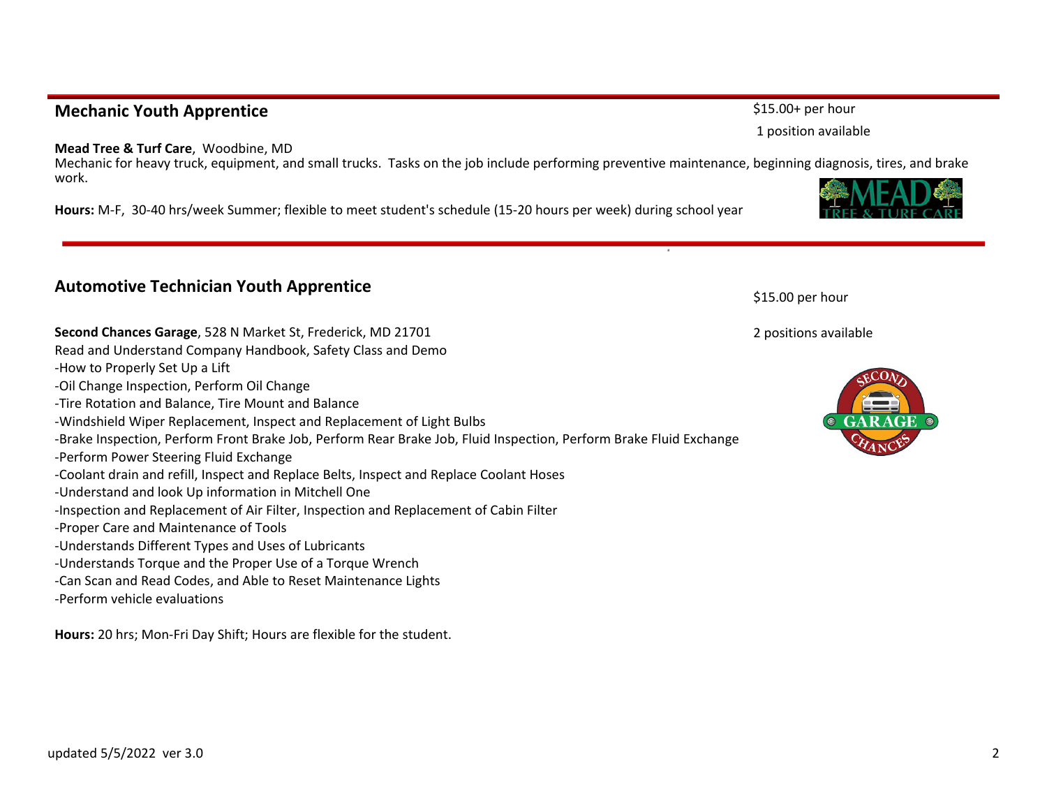## Mechanic Youth Apprentice

$15.00+ per hour

1 position available

**Mead Tree & Turf Care**, Woodbine, MD

Mechanic for heavy truck, equipment, and small trucks. Tasks on the job include performing preventive maintenance, beginning diagnosis, tires, and brake work.

**Hours:** M-F, 30-40 hrs/week Summer; flexible to meet student's schedule (15-20 hours per week) during school year

---

## Automotive Technician Youth Apprentice

$15.00 per hour

2 positions available

**Second Chances Garage**, 528 N Market St, Frederick, MD 21701

Read and Understand Company Handbook, Safety Class and Demo

- How to Properly Set Up a Lift
- Oil Change Inspection, Perform Oil Change
- Tire Rotation and Balance, Tire Mount and Balance
- Windshield Wiper Replacement, Inspect and Replacement of Light Bulbs
- Brake Inspection, Perform Front Brake Job, Perform Rear Brake Job, Fluid Inspection, Perform Brake Fluid Exchange
- Perform Power Steering Fluid Exchange
- Coolant drain and refill, Inspect and Replace Belts, Inspect and Replace Coolant Hoses
- Understand and look Up information in Mitchell One
- Inspection and Replacement of Air Filter, Inspection and Replacement of Cabin Filter
- Proper Care and Maintenance of Tools
- Understands Different Types and Uses of Lubricants
- Understands Torque and the Proper Use of a Torque Wrench
- Can Scan and Read Codes, and Able to Reset Maintenance Lights
- Perform vehicle evaluations

**Hours:** 20 hrs; Mon-Fri Day Shift; Hours are flexible for the student.

updated 5/5/2022 ver 3.0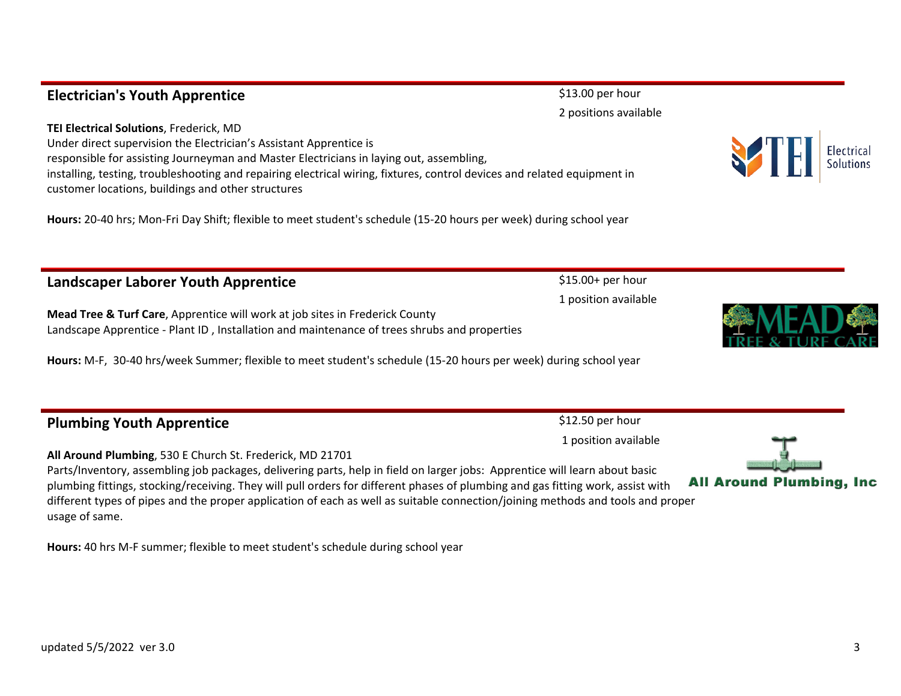## Electrician's Youth Apprentice

$13.00 per hour
2 positions available

**TEI Electrical Solutions**, Frederick, MD
Under direct supervision the Electrician's Assistant Apprentice is responsible for assisting Journeyman and Master Electricians in laying out, assembling, installing, testing, troubleshooting and repairing electrical wiring, fixtures, control devices and related equipment in customer locations, buildings and other structures

**Hours:** 20-40 hrs; Mon-Fri Day Shift; flexible to meet student's schedule (15-20 hours per week) during school year

## Landscaper Laborer Youth Apprentice

$15.00+ per hour
1 position available

**Mead Tree & Turf Care**, Apprentice will work at job sites in Frederick County
Landscape Apprentice - Plant ID , Installation and maintenance of trees shrubs and properties

**Hours:** M-F, 30-40 hrs/week Summer; flexible to meet student's schedule (15-20 hours per week) during school year

## Plumbing Youth Apprentice

$12.50 per hour
1 position available

**All Around Plumbing**, 530 E Church St. Frederick, MD 21701
Parts/Inventory, assembling job packages, delivering parts, help in field on larger jobs: Apprentice will learn about basic plumbing fittings, stocking/receiving. They will pull orders for different phases of plumbing and gas fitting work, assist with different types of pipes and the proper application of each as well as suitable connection/joining methods and tools and proper usage of same.

**Hours:** 40 hrs M-F summer; flexible to meet student's schedule during school year

updated 5/5/2022 ver 3.0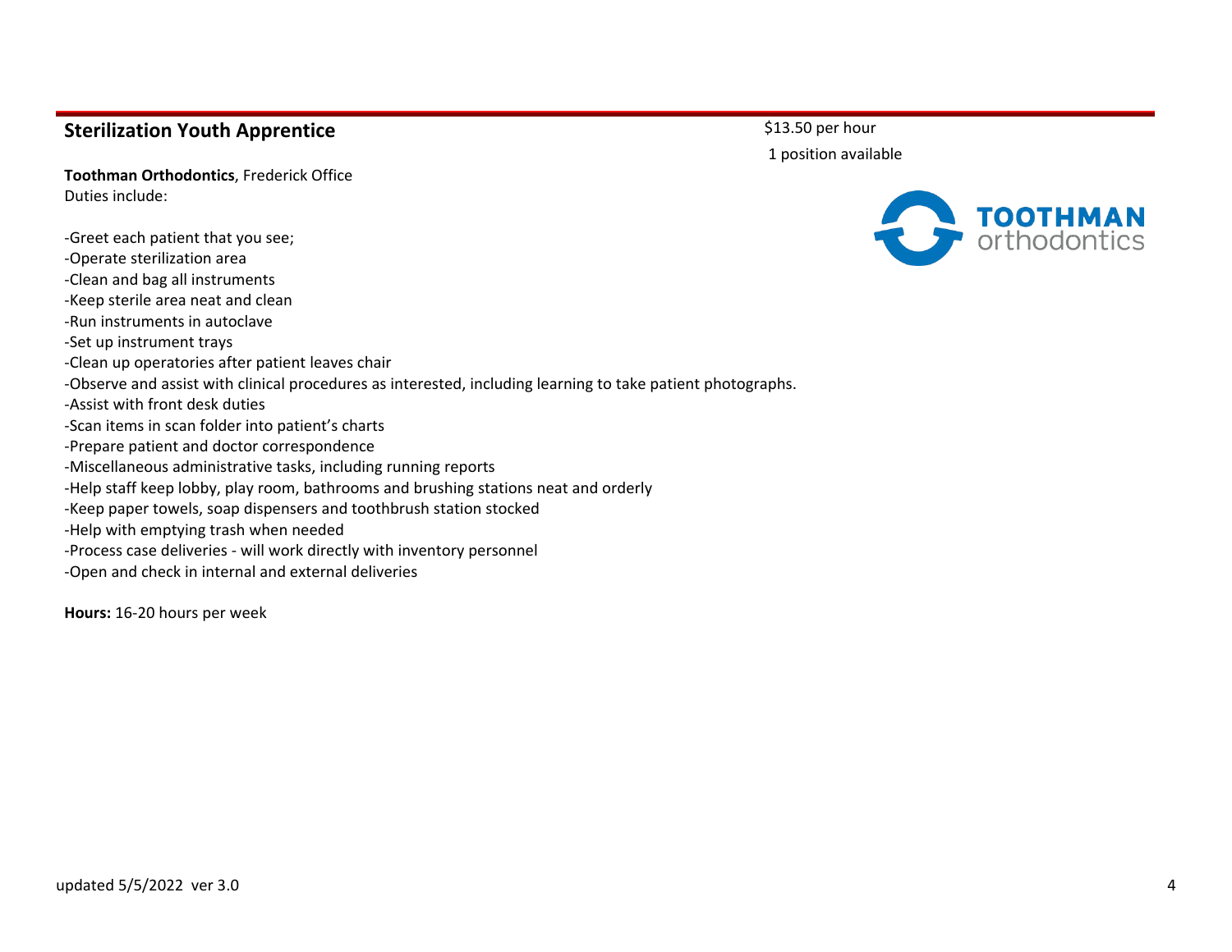## Sterilization Youth Apprentice

$13.50 per hour

1 position available

**Toothman Orthodontics**, Frederick Office

Duties include:

-Greet each patient that you see;
-Operate sterilization area
-Clean and bag all instruments
-Keep sterile area neat and clean
-Run instruments in autoclave
-Set up instrument trays
-Clean up operatories after patient leaves chair
-Observe and assist with clinical procedures as interested, including learning to take patient photographs.
-Assist with front desk duties
-Scan items in scan folder into patient's charts
-Prepare patient and doctor correspondence
-Miscellaneous administrative tasks, including running reports
-Help staff keep lobby, play room, bathrooms and brushing stations neat and orderly
-Keep paper towels, soap dispensers and toothbrush station stocked
-Help with emptying trash when needed
-Process case deliveries - will work directly with inventory personnel
-Open and check in internal and external deliveries

**Hours:** 16-20 hours per week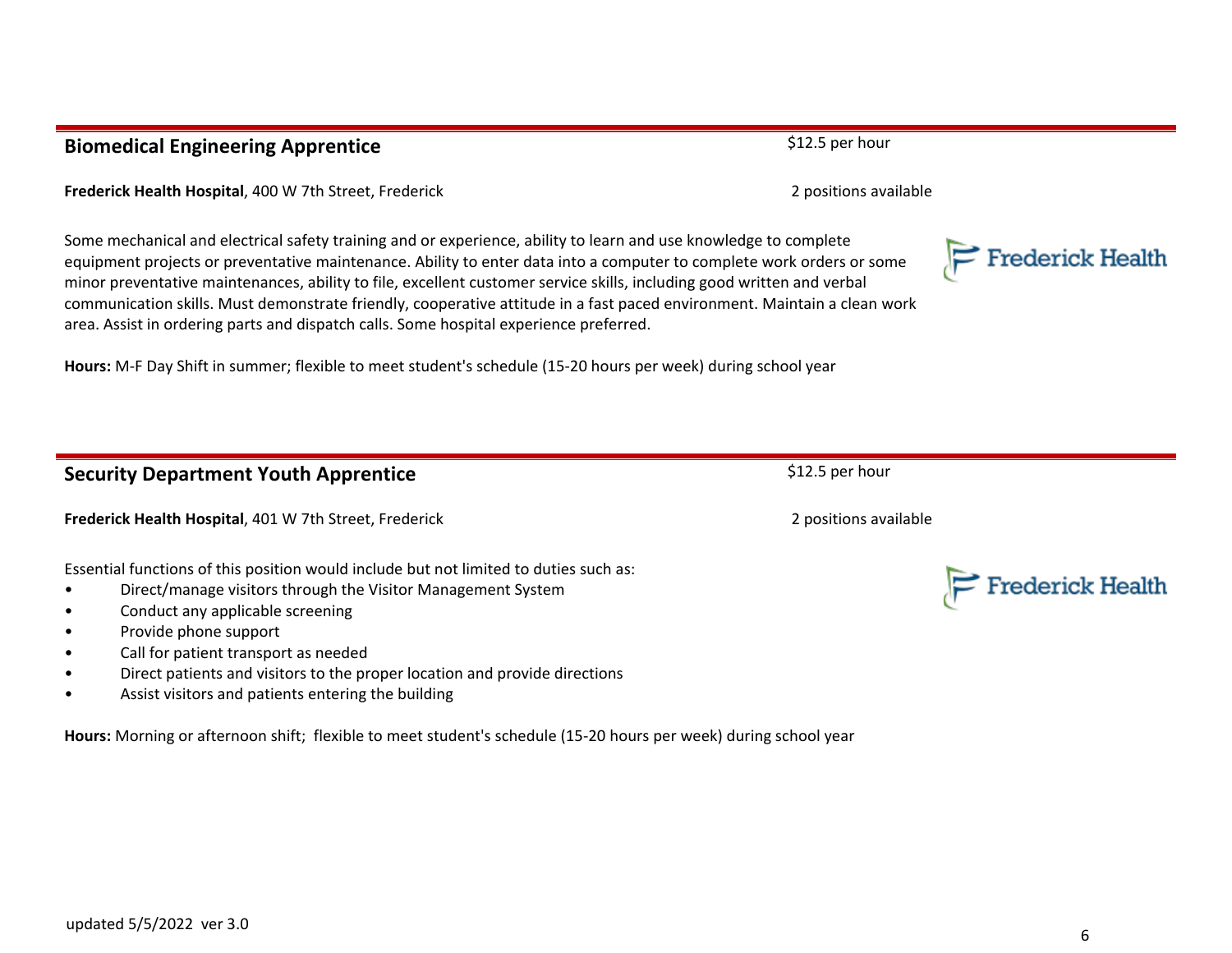## Biomedical Engineering Apprentice

$12.5 per hour

**Frederick Health Hospital**, 400 W 7th Street, Frederick

2 positions available

Some mechanical and electrical safety training and or experience, ability to learn and use knowledge to complete equipment projects or preventative maintenance. Ability to enter data into a computer to complete work orders or some minor preventative maintenances, ability to file, excellent customer service skills, including good written and verbal communication skills. Must demonstrate friendly, cooperative attitude in a fast paced environment. Maintain a clean work area. Assist in ordering parts and dispatch calls. Some hospital experience preferred.

**Hours:** M-F Day Shift in summer; flexible to meet student's schedule (15-20 hours per week) during school year

## Security Department Youth Apprentice

$12.5 per hour

**Frederick Health Hospital**, 401 W 7th Street, Frederick

2 positions available

Essential functions of this position would include but not limited to duties such as:

- Direct/manage visitors through the Visitor Management System
- Conduct any applicable screening
- Provide phone support
- Call for patient transport as needed
- Direct patients and visitors to the proper location and provide directions
- Assist visitors and patients entering the building

**Hours:** Morning or afternoon shift; flexible to meet student's schedule (15-20 hours per week) during school year

updated 5/5/2022 ver 3.0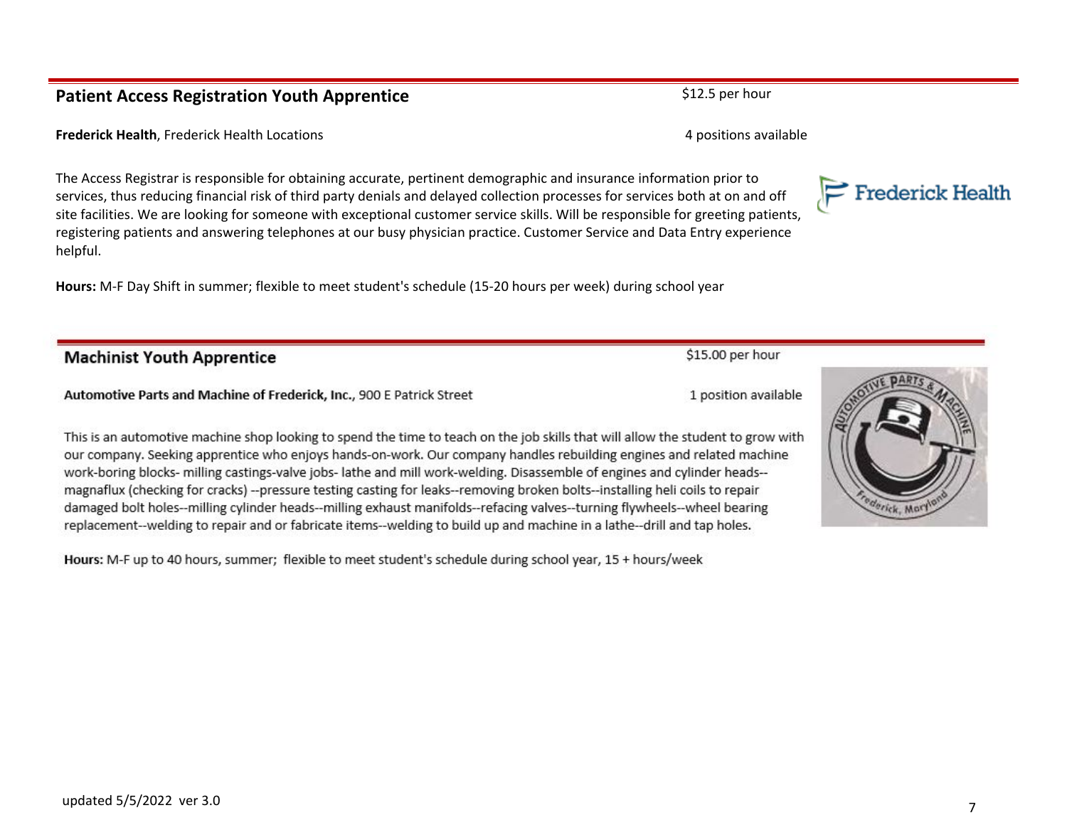## Patient Access Registration Youth Apprentice

$12.5 per hour

**Frederick Health**, Frederick Health Locations

4 positions available

The Access Registrar is responsible for obtaining accurate, pertinent demographic and insurance information prior to services, thus reducing financial risk of third party denials and delayed collection processes for services both at on and off site facilities. We are looking for someone with exceptional customer service skills. Will be responsible for greeting patients, registering patients and answering telephones at our busy physician practice. Customer Service and Data Entry experience helpful.

**Hours:** M-F Day Shift in summer; flexible to meet student's schedule (15-20 hours per week) during school year

## Machinist Youth Apprentice

$15.00 per hour

**Automotive Parts and Machine of Frederick, Inc.**, 900 E Patrick Street

1 position available

This is an automotive machine shop looking to spend the time to teach on the job skills that will allow the student to grow with our company. Seeking apprentice who enjoys hands-on-work. Our company handles rebuilding engines and related machine work-boring blocks- milling castings-valve jobs- lathe and mill work-welding. Disassemble of engines and cylinder heads--magnaflux (checking for cracks) --pressure testing casting for leaks--removing broken bolts--installing heli coils to repair damaged bolt holes--milling cylinder heads--milling exhaust manifolds--refacing valves--turning flywheels--wheel bearing replacement--welding to repair and or fabricate items--welding to build up and machine in a lathe--drill and tap holes.

**Hours:** M-F up to 40 hours, summer; flexible to meet student's schedule during school year, 15 + hours/week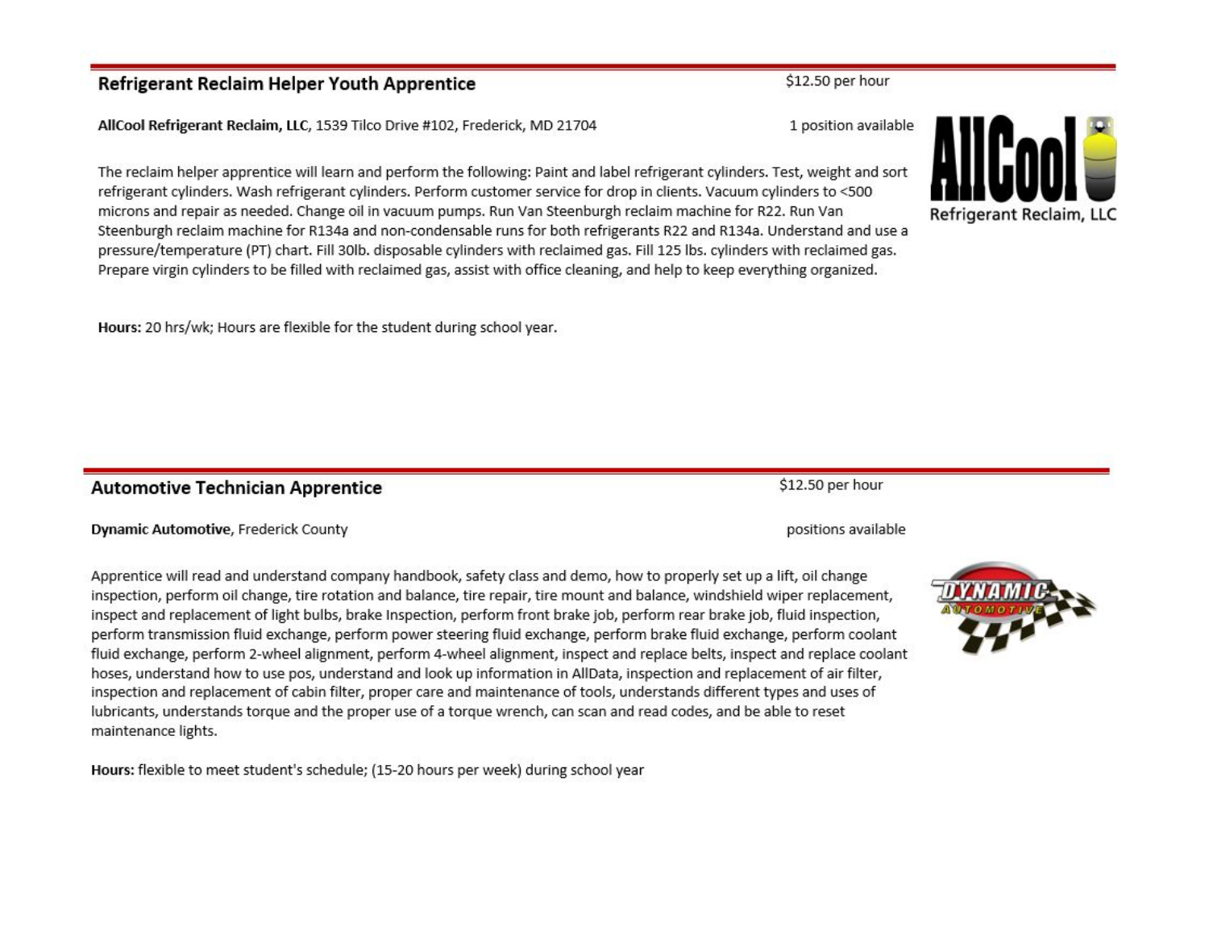## Refrigerant Reclaim Helper Youth Apprentice

$12.50 per hour

**AllCool Refrigerant Reclaim, LLC**, 1539 Tilco Drive #102, Frederick, MD 21704

1 position available

The reclaim helper apprentice will learn and perform the following: Paint and label refrigerant cylinders. Test, weight and sort refrigerant cylinders. Wash refrigerant cylinders. Perform customer service for drop in clients. Vacuum cylinders to <500 microns and repair as needed. Change oil in vacuum pumps. Run Van Steenburgh reclaim machine for R22. Run Van Steenburgh reclaim machine for R134a and non-condensable runs for both refrigerants R22 and R134a. Understand and use a pressure/temperature (PT) chart. Fill 30lb. disposable cylinders with reclaimed gas. Fill 125 lbs. cylinders with reclaimed gas. Prepare virgin cylinders to be filled with reclaimed gas, assist with office cleaning, and help to keep everything organized.

**Hours:** 20 hrs/wk; Hours are flexible for the student during school year.

## Automotive Technician Apprentice

$12.50 per hour

**Dynamic Automotive**, Frederick County

positions available

Apprentice will read and understand company handbook, safety class and demo, how to properly set up a lift, oil change inspection, perform oil change, tire rotation and balance, tire repair, tire mount and balance, windshield wiper replacement, inspect and replacement of light bulbs, brake Inspection, perform front brake job, perform rear brake job, fluid inspection, perform transmission fluid exchange, perform power steering fluid exchange, perform brake fluid exchange, perform coolant fluid exchange, perform 2-wheel alignment, perform 4-wheel alignment, inspect and replace belts, inspect and replace coolant hoses, understand how to use pos, understand and look up information in AllData, inspection and replacement of air filter, inspection and replacement of cabin filter, proper care and maintenance of tools, understands different types and uses of lubricants, understands torque and the proper use of a torque wrench, can scan and read codes, and be able to reset maintenance lights.

**Hours:** flexible to meet student's schedule; (15-20 hours per week) during school year